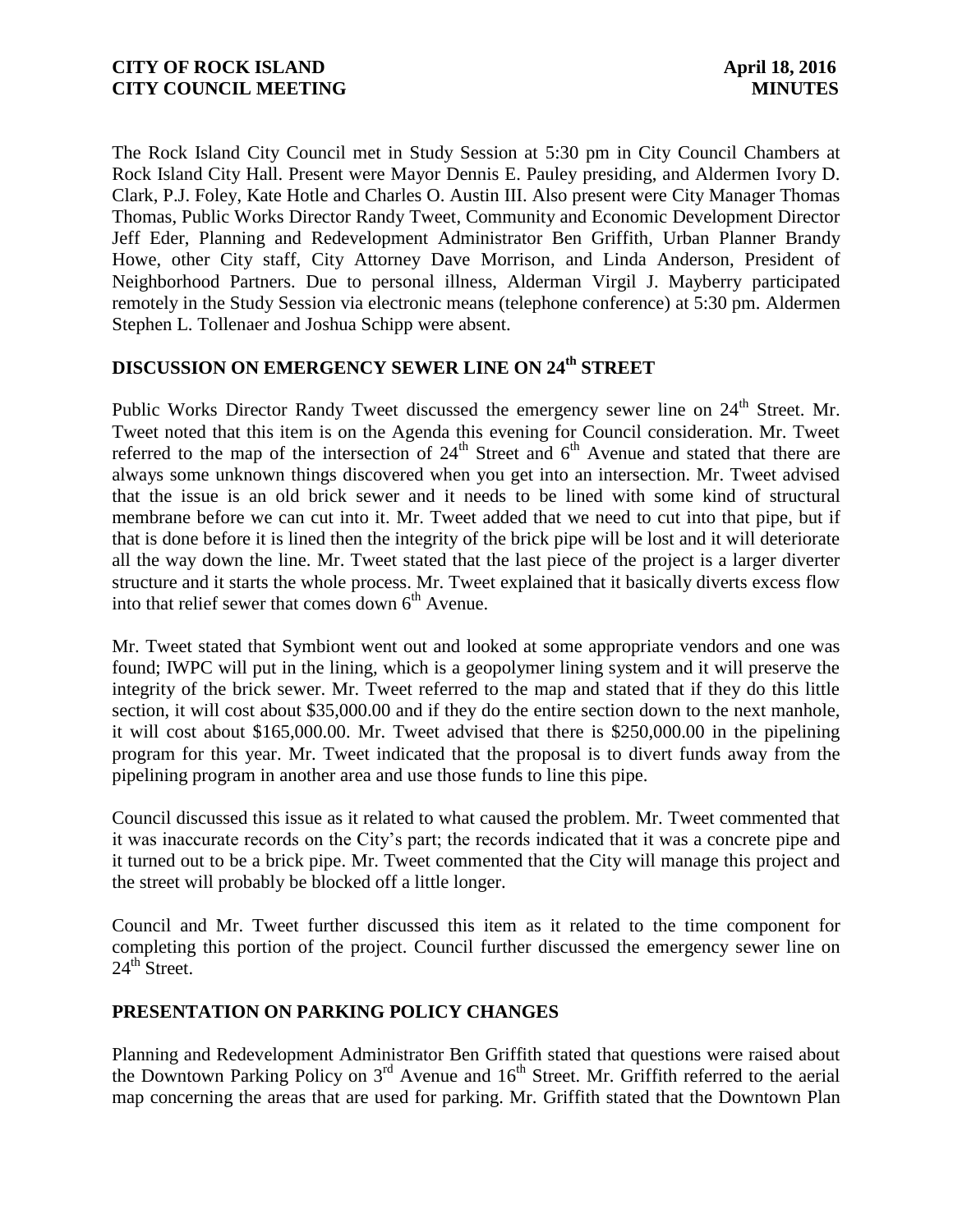The Rock Island City Council met in Study Session at 5:30 pm in City Council Chambers at Rock Island City Hall. Present were Mayor Dennis E. Pauley presiding, and Aldermen Ivory D. Clark, P.J. Foley, Kate Hotle and Charles O. Austin III. Also present were City Manager Thomas Thomas, Public Works Director Randy Tweet, Community and Economic Development Director Jeff Eder, Planning and Redevelopment Administrator Ben Griffith, Urban Planner Brandy Howe, other City staff, City Attorney Dave Morrison, and Linda Anderson, President of Neighborhood Partners. Due to personal illness, Alderman Virgil J. Mayberry participated remotely in the Study Session via electronic means (telephone conference) at 5:30 pm. Aldermen Stephen L. Tollenaer and Joshua Schipp were absent.

## DISCUSSION ON EMERGENCY SEWER LINE ON 24th STREET

Public Works Director Randy Tweet discussed the emergency sewer line on 24th Street. Mr. Tweet noted that this item is on the Agenda this evening for Council consideration. Mr. Tweet referred to the map of the intersection of 24th Street and 6th Avenue and stated that there are always some unknown things discovered when you get into an intersection. Mr. Tweet advised that the issue is an old brick sewer and it needs to be lined with some kind of structural membrane before we can cut into it. Mr. Tweet added that we need to cut into that pipe, but if that is done before it is lined then the integrity of the brick pipe will be lost and it will deteriorate all the way down the line. Mr. Tweet stated that the last piece of the project is a larger diverter structure and it starts the whole process. Mr. Tweet explained that it basically diverts excess flow into that relief sewer that comes down 6th Avenue.

Mr. Tweet stated that Symbiont went out and looked at some appropriate vendors and one was found; IWPC will put in the lining, which is a geopolymer lining system and it will preserve the integrity of the brick sewer. Mr. Tweet referred to the map and stated that if they do this little section, it will cost about $35,000.00 and if they do the entire section down to the next manhole, it will cost about $165,000.00. Mr. Tweet advised that there is $250,000.00 in the pipelining program for this year. Mr. Tweet indicated that the proposal is to divert funds away from the pipelining program in another area and use those funds to line this pipe.

Council discussed this issue as it related to what caused the problem. Mr. Tweet commented that it was inaccurate records on the City's part; the records indicated that it was a concrete pipe and it turned out to be a brick pipe. Mr. Tweet commented that the City will manage this project and the street will probably be blocked off a little longer.

Council and Mr. Tweet further discussed this item as it related to the time component for completing this portion of the project. Council further discussed the emergency sewer line on 24th Street.

## PRESENTATION ON PARKING POLICY CHANGES

Planning and Redevelopment Administrator Ben Griffith stated that questions were raised about the Downtown Parking Policy on 3rd Avenue and 16th Street. Mr. Griffith referred to the aerial map concerning the areas that are used for parking. Mr. Griffith stated that the Downtown Plan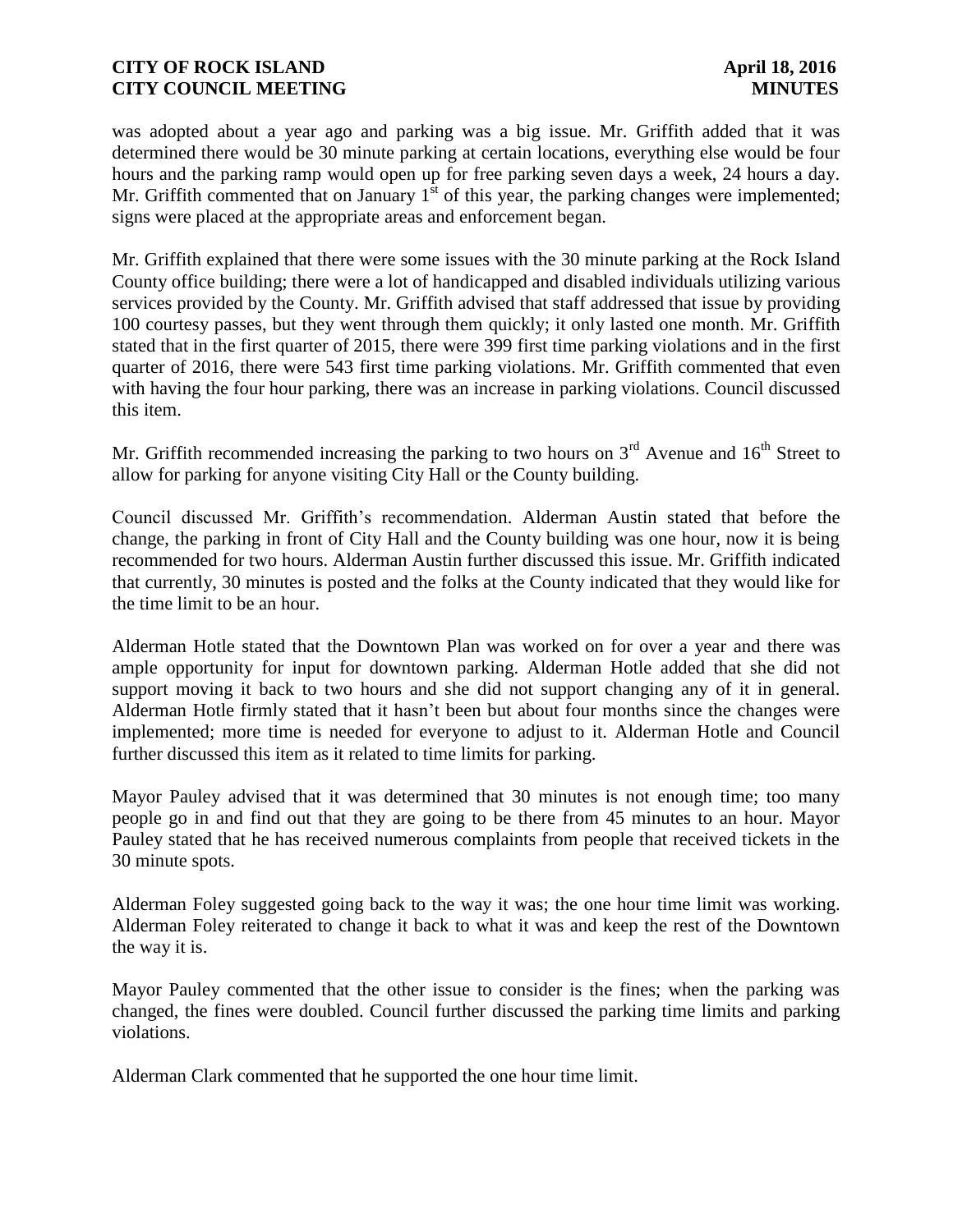was adopted about a year ago and parking was a big issue. Mr. Griffith added that it was determined there would be 30 minute parking at certain locations, everything else would be four hours and the parking ramp would open up for free parking seven days a week, 24 hours a day. Mr. Griffith commented that on January 1st of this year, the parking changes were implemented; signs were placed at the appropriate areas and enforcement began.

Mr. Griffith explained that there were some issues with the 30 minute parking at the Rock Island County office building; there were a lot of handicapped and disabled individuals utilizing various services provided by the County. Mr. Griffith advised that staff addressed that issue by providing 100 courtesy passes, but they went through them quickly; it only lasted one month. Mr. Griffith stated that in the first quarter of 2015, there were 399 first time parking violations and in the first quarter of 2016, there were 543 first time parking violations. Mr. Griffith commented that even with having the four hour parking, there was an increase in parking violations. Council discussed this item.

Mr. Griffith recommended increasing the parking to two hours on 3rd Avenue and 16th Street to allow for parking for anyone visiting City Hall or the County building.

Council discussed Mr. Griffith's recommendation. Alderman Austin stated that before the change, the parking in front of City Hall and the County building was one hour, now it is being recommended for two hours. Alderman Austin further discussed this issue. Mr. Griffith indicated that currently, 30 minutes is posted and the folks at the County indicated that they would like for the time limit to be an hour.

Alderman Hotle stated that the Downtown Plan was worked on for over a year and there was ample opportunity for input for downtown parking. Alderman Hotle added that she did not support moving it back to two hours and she did not support changing any of it in general. Alderman Hotle firmly stated that it hasn't been but about four months since the changes were implemented; more time is needed for everyone to adjust to it. Alderman Hotle and Council further discussed this item as it related to time limits for parking.

Mayor Pauley advised that it was determined that 30 minutes is not enough time; too many people go in and find out that they are going to be there from 45 minutes to an hour. Mayor Pauley stated that he has received numerous complaints from people that received tickets in the 30 minute spots.

Alderman Foley suggested going back to the way it was; the one hour time limit was working. Alderman Foley reiterated to change it back to what it was and keep the rest of the Downtown the way it is.

Mayor Pauley commented that the other issue to consider is the fines; when the parking was changed, the fines were doubled. Council further discussed the parking time limits and parking violations.

Alderman Clark commented that he supported the one hour time limit.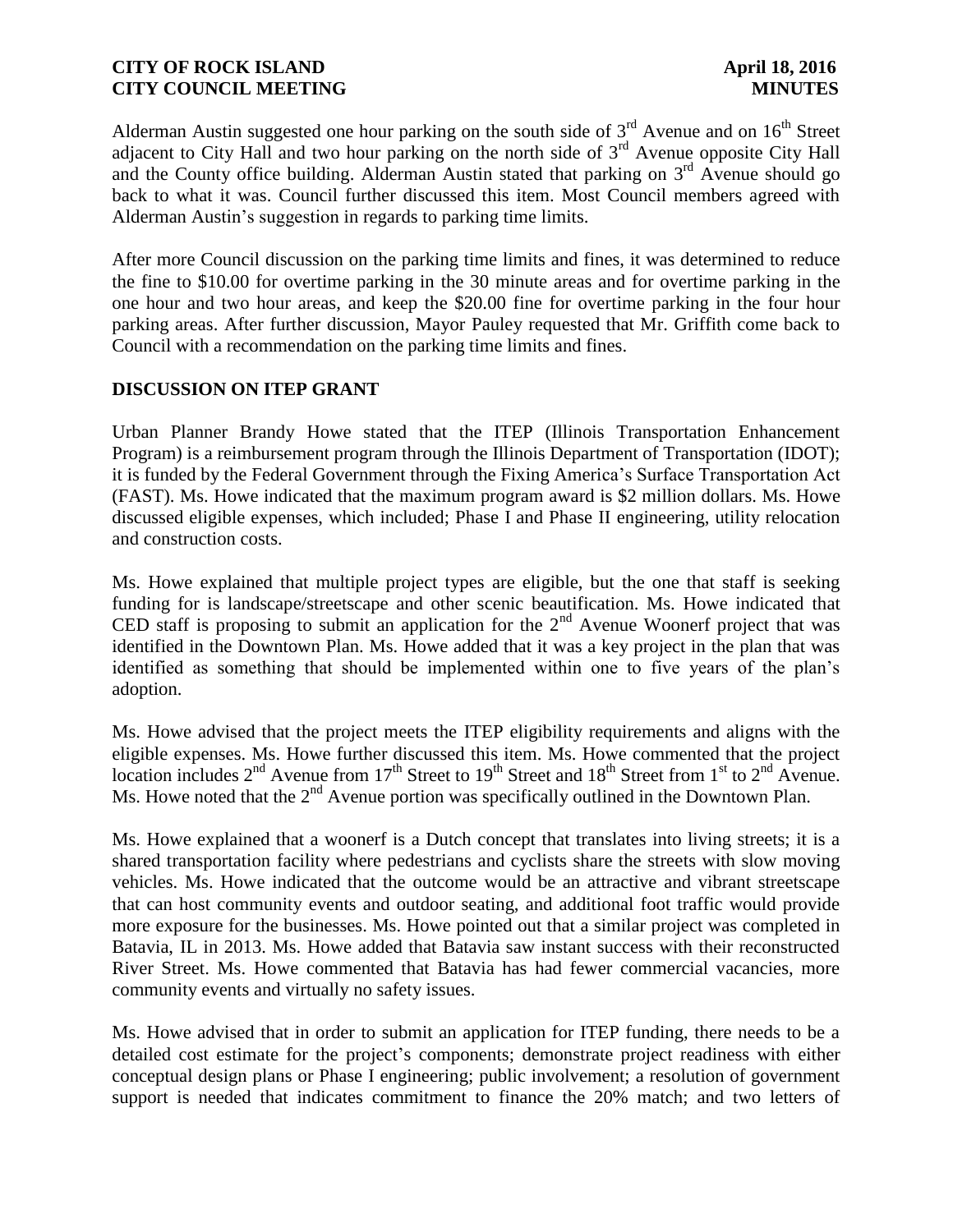Alderman Austin suggested one hour parking on the south side of 3rd Avenue and on 16th Street adjacent to City Hall and two hour parking on the north side of 3rd Avenue opposite City Hall and the County office building. Alderman Austin stated that parking on 3rd Avenue should go back to what it was. Council further discussed this item. Most Council members agreed with Alderman Austin's suggestion in regards to parking time limits.

After more Council discussion on the parking time limits and fines, it was determined to reduce the fine to $10.00 for overtime parking in the 30 minute areas and for overtime parking in the one hour and two hour areas, and keep the $20.00 fine for overtime parking in the four hour parking areas. After further discussion, Mayor Pauley requested that Mr. Griffith come back to Council with a recommendation on the parking time limits and fines.

## DISCUSSION ON ITEP GRANT

Urban Planner Brandy Howe stated that the ITEP (Illinois Transportation Enhancement Program) is a reimbursement program through the Illinois Department of Transportation (IDOT); it is funded by the Federal Government through the Fixing America's Surface Transportation Act (FAST). Ms. Howe indicated that the maximum program award is $2 million dollars. Ms. Howe discussed eligible expenses, which included; Phase I and Phase II engineering, utility relocation and construction costs.

Ms. Howe explained that multiple project types are eligible, but the one that staff is seeking funding for is landscape/streetscape and other scenic beautification. Ms. Howe indicated that CED staff is proposing to submit an application for the 2nd Avenue Woonerf project that was identified in the Downtown Plan. Ms. Howe added that it was a key project in the plan that was identified as something that should be implemented within one to five years of the plan's adoption.

Ms. Howe advised that the project meets the ITEP eligibility requirements and aligns with the eligible expenses. Ms. Howe further discussed this item. Ms. Howe commented that the project location includes 2nd Avenue from 17th Street to 19th Street and 18th Street from 1st to 2nd Avenue. Ms. Howe noted that the 2nd Avenue portion was specifically outlined in the Downtown Plan.

Ms. Howe explained that a woonerf is a Dutch concept that translates into living streets; it is a shared transportation facility where pedestrians and cyclists share the streets with slow moving vehicles. Ms. Howe indicated that the outcome would be an attractive and vibrant streetscape that can host community events and outdoor seating, and additional foot traffic would provide more exposure for the businesses. Ms. Howe pointed out that a similar project was completed in Batavia, IL in 2013. Ms. Howe added that Batavia saw instant success with their reconstructed River Street. Ms. Howe commented that Batavia has had fewer commercial vacancies, more community events and virtually no safety issues.

Ms. Howe advised that in order to submit an application for ITEP funding, there needs to be a detailed cost estimate for the project's components; demonstrate project readiness with either conceptual design plans or Phase I engineering; public involvement; a resolution of government support is needed that indicates commitment to finance the 20% match; and two letters of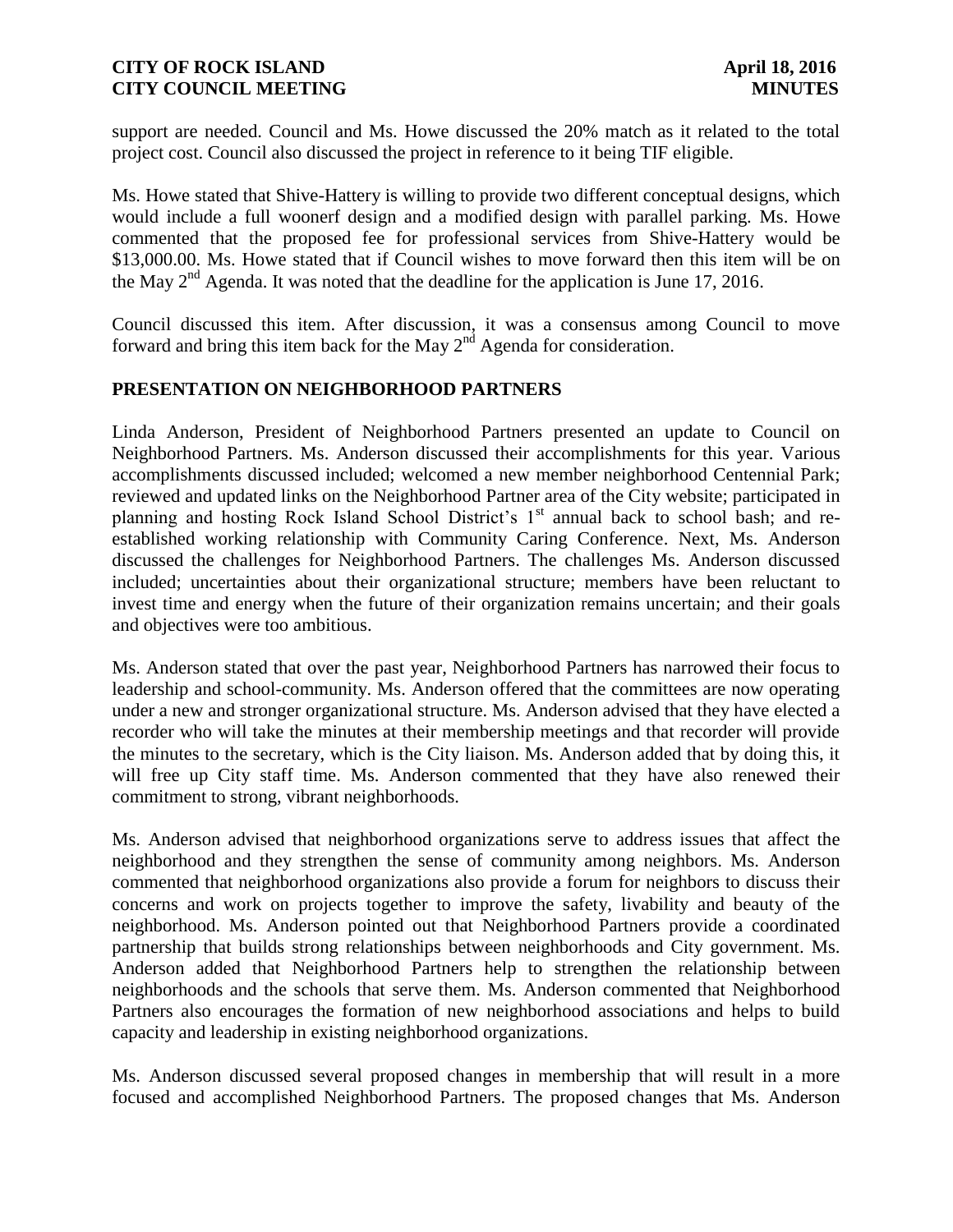support are needed. Council and Ms. Howe discussed the 20% match as it related to the total project cost. Council also discussed the project in reference to it being TIF eligible.

Ms. Howe stated that Shive-Hattery is willing to provide two different conceptual designs, which would include a full woonerf design and a modified design with parallel parking. Ms. Howe commented that the proposed fee for professional services from Shive-Hattery would be \$13,000.00. Ms. Howe stated that if Council wishes to move forward then this item will be on the May 2nd Agenda. It was noted that the deadline for the application is June 17, 2016.

Council discussed this item. After discussion, it was a consensus among Council to move forward and bring this item back for the May 2nd Agenda for consideration.

## PRESENTATION ON NEIGHBORHOOD PARTNERS

Linda Anderson, President of Neighborhood Partners presented an update to Council on Neighborhood Partners. Ms. Anderson discussed their accomplishments for this year. Various accomplishments discussed included; welcomed a new member neighborhood Centennial Park; reviewed and updated links on the Neighborhood Partner area of the City website; participated in planning and hosting Rock Island School District's 1st annual back to school bash; and re-established working relationship with Community Caring Conference. Next, Ms. Anderson discussed the challenges for Neighborhood Partners. The challenges Ms. Anderson discussed included; uncertainties about their organizational structure; members have been reluctant to invest time and energy when the future of their organization remains uncertain; and their goals and objectives were too ambitious.

Ms. Anderson stated that over the past year, Neighborhood Partners has narrowed their focus to leadership and school-community. Ms. Anderson offered that the committees are now operating under a new and stronger organizational structure. Ms. Anderson advised that they have elected a recorder who will take the minutes at their membership meetings and that recorder will provide the minutes to the secretary, which is the City liaison. Ms. Anderson added that by doing this, it will free up City staff time. Ms. Anderson commented that they have also renewed their commitment to strong, vibrant neighborhoods.

Ms. Anderson advised that neighborhood organizations serve to address issues that affect the neighborhood and they strengthen the sense of community among neighbors. Ms. Anderson commented that neighborhood organizations also provide a forum for neighbors to discuss their concerns and work on projects together to improve the safety, livability and beauty of the neighborhood. Ms. Anderson pointed out that Neighborhood Partners provide a coordinated partnership that builds strong relationships between neighborhoods and City government. Ms. Anderson added that Neighborhood Partners help to strengthen the relationship between neighborhoods and the schools that serve them. Ms. Anderson commented that Neighborhood Partners also encourages the formation of new neighborhood associations and helps to build capacity and leadership in existing neighborhood organizations.

Ms. Anderson discussed several proposed changes in membership that will result in a more focused and accomplished Neighborhood Partners. The proposed changes that Ms. Anderson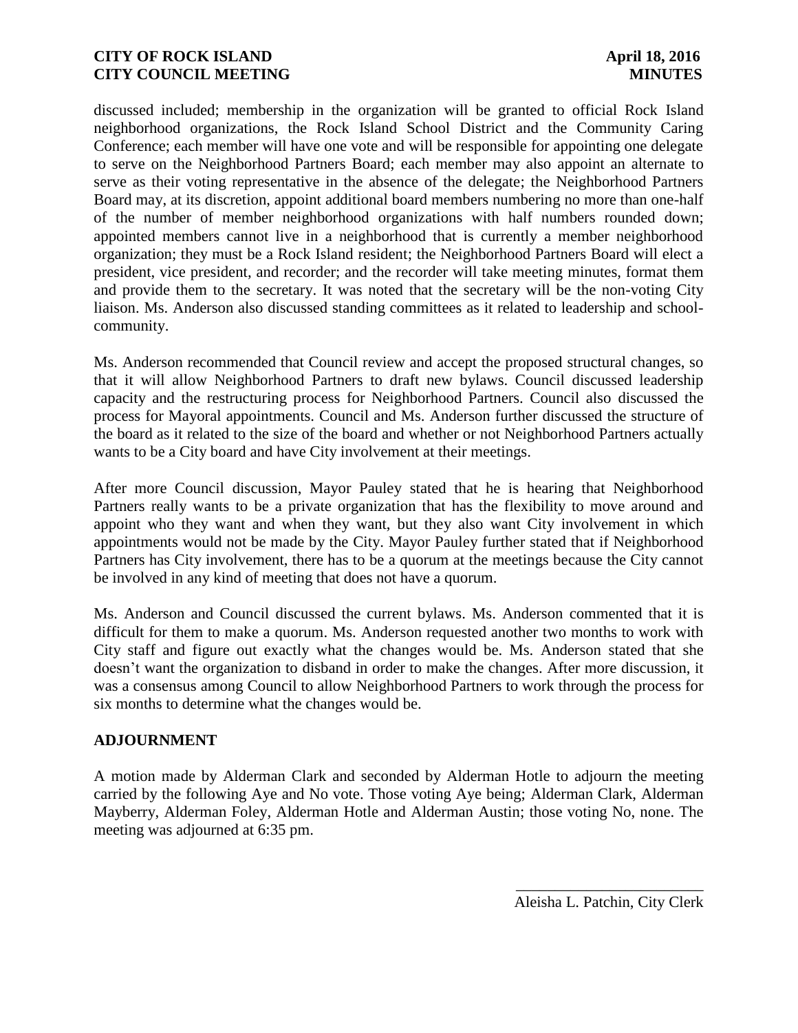discussed included; membership in the organization will be granted to official Rock Island neighborhood organizations, the Rock Island School District and the Community Caring Conference; each member will have one vote and will be responsible for appointing one delegate to serve on the Neighborhood Partners Board; each member may also appoint an alternate to serve as their voting representative in the absence of the delegate; the Neighborhood Partners Board may, at its discretion, appoint additional board members numbering no more than one-half of the number of member neighborhood organizations with half numbers rounded down; appointed members cannot live in a neighborhood that is currently a member neighborhood organization; they must be a Rock Island resident; the Neighborhood Partners Board will elect a president, vice president, and recorder; and the recorder will take meeting minutes, format them and provide them to the secretary. It was noted that the secretary will be the non-voting City liaison. Ms. Anderson also discussed standing committees as it related to leadership and school-community.

Ms. Anderson recommended that Council review and accept the proposed structural changes, so that it will allow Neighborhood Partners to draft new bylaws. Council discussed leadership capacity and the restructuring process for Neighborhood Partners. Council also discussed the process for Mayoral appointments. Council and Ms. Anderson further discussed the structure of the board as it related to the size of the board and whether or not Neighborhood Partners actually wants to be a City board and have City involvement at their meetings.

After more Council discussion, Mayor Pauley stated that he is hearing that Neighborhood Partners really wants to be a private organization that has the flexibility to move around and appoint who they want and when they want, but they also want City involvement in which appointments would not be made by the City. Mayor Pauley further stated that if Neighborhood Partners has City involvement, there has to be a quorum at the meetings because the City cannot be involved in any kind of meeting that does not have a quorum.

Ms. Anderson and Council discussed the current bylaws. Ms. Anderson commented that it is difficult for them to make a quorum. Ms. Anderson requested another two months to work with City staff and figure out exactly what the changes would be. Ms. Anderson stated that she doesn't want the organization to disband in order to make the changes. After more discussion, it was a consensus among Council to allow Neighborhood Partners to work through the process for six months to determine what the changes would be.

## ADJOURNMENT

A motion made by Alderman Clark and seconded by Alderman Hotle to adjourn the meeting carried by the following Aye and No vote. Those voting Aye being; Alderman Clark, Alderman Mayberry, Alderman Foley, Alderman Hotle and Alderman Austin; those voting No, none. The meeting was adjourned at 6:35 pm.

\_\_\_\_\_\_\_\_\_\_\_\_\_\_\_\_\_\_\_\_\_\_\_\_\_

Aleisha L. Patchin, City Clerk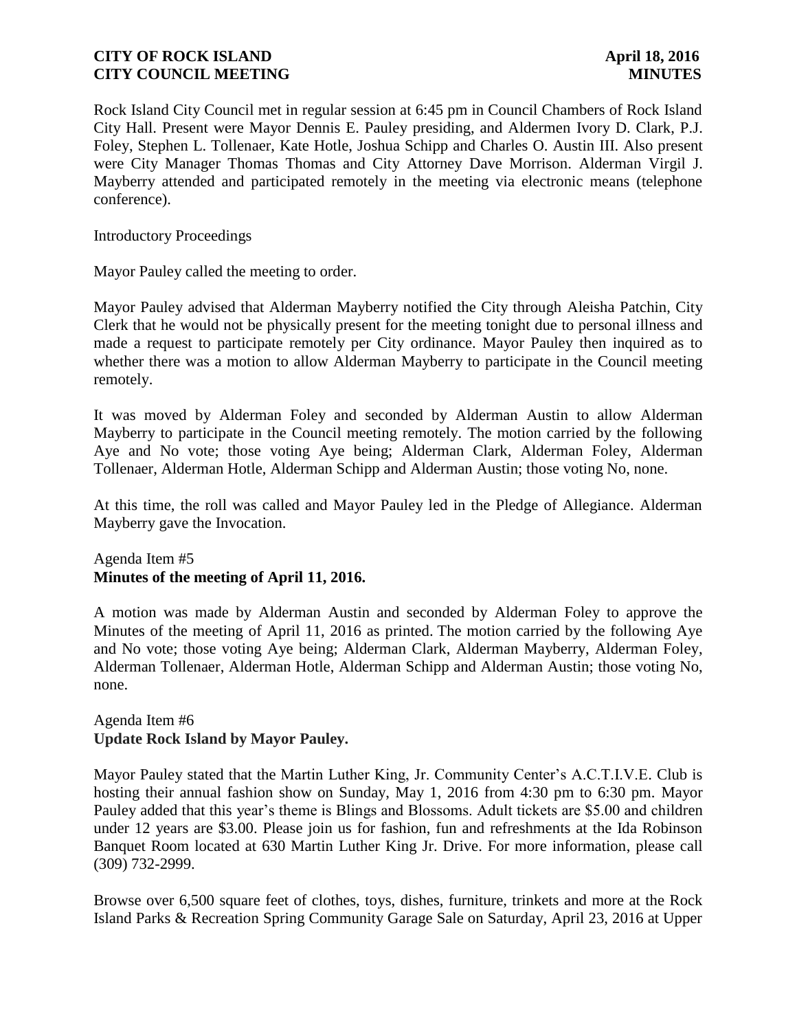Rock Island City Council met in regular session at 6:45 pm in Council Chambers of Rock Island City Hall. Present were Mayor Dennis E. Pauley presiding, and Aldermen Ivory D. Clark, P.J. Foley, Stephen L. Tollenaer, Kate Hotle, Joshua Schipp and Charles O. Austin III. Also present were City Manager Thomas Thomas and City Attorney Dave Morrison. Alderman Virgil J. Mayberry attended and participated remotely in the meeting via electronic means (telephone conference).

Introductory Proceedings

Mayor Pauley called the meeting to order.

Mayor Pauley advised that Alderman Mayberry notified the City through Aleisha Patchin, City Clerk that he would not be physically present for the meeting tonight due to personal illness and made a request to participate remotely per City ordinance. Mayor Pauley then inquired as to whether there was a motion to allow Alderman Mayberry to participate in the Council meeting remotely.

It was moved by Alderman Foley and seconded by Alderman Austin to allow Alderman Mayberry to participate in the Council meeting remotely. The motion carried by the following Aye and No vote; those voting Aye being; Alderman Clark, Alderman Foley, Alderman Tollenaer, Alderman Hotle, Alderman Schipp and Alderman Austin; those voting No, none.

At this time, the roll was called and Mayor Pauley led in the Pledge of Allegiance. Alderman Mayberry gave the Invocation.

Agenda Item #5
**Minutes of the meeting of April 11, 2016.**

A motion was made by Alderman Austin and seconded by Alderman Foley to approve the Minutes of the meeting of April 11, 2016 as printed. The motion carried by the following Aye and No vote; those voting Aye being; Alderman Clark, Alderman Mayberry, Alderman Foley, Alderman Tollenaer, Alderman Hotle, Alderman Schipp and Alderman Austin; those voting No, none.

Agenda Item #6
**Update Rock Island by Mayor Pauley.**

Mayor Pauley stated that the Martin Luther King, Jr. Community Center's A.C.T.I.V.E. Club is hosting their annual fashion show on Sunday, May 1, 2016 from 4:30 pm to 6:30 pm. Mayor Pauley added that this year's theme is Blings and Blossoms. Adult tickets are $5.00 and children under 12 years are $3.00. Please join us for fashion, fun and refreshments at the Ida Robinson Banquet Room located at 630 Martin Luther King Jr. Drive. For more information, please call (309) 732-2999.

Browse over 6,500 square feet of clothes, toys, dishes, furniture, trinkets and more at the Rock Island Parks & Recreation Spring Community Garage Sale on Saturday, April 23, 2016 at Upper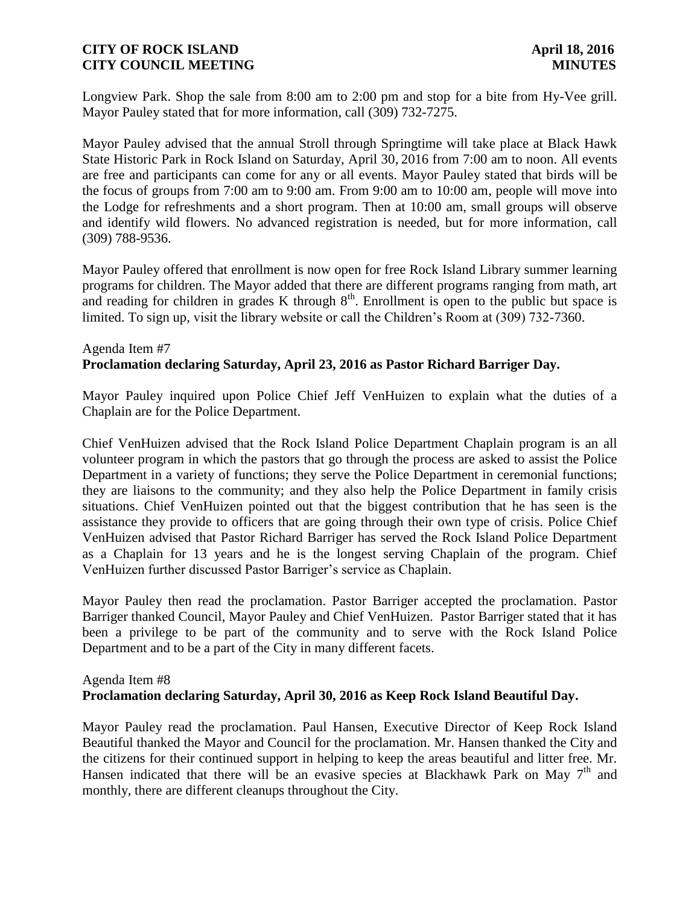Longview Park. Shop the sale from 8:00 am to 2:00 pm and stop for a bite from Hy-Vee grill. Mayor Pauley stated that for more information, call (309) 732-7275.

Mayor Pauley advised that the annual Stroll through Springtime will take place at Black Hawk State Historic Park in Rock Island on Saturday, April 30, 2016 from 7:00 am to noon. All events are free and participants can come for any or all events. Mayor Pauley stated that birds will be the focus of groups from 7:00 am to 9:00 am. From 9:00 am to 10:00 am, people will move into the Lodge for refreshments and a short program. Then at 10:00 am, small groups will observe and identify wild flowers. No advanced registration is needed, but for more information, call (309) 788-9536.

Mayor Pauley offered that enrollment is now open for free Rock Island Library summer learning programs for children. The Mayor added that there are different programs ranging from math, art and reading for children in grades K through 8th. Enrollment is open to the public but space is limited. To sign up, visit the library website or call the Children's Room at (309) 732-7360.

Agenda Item #7
**Proclamation declaring Saturday, April 23, 2016 as Pastor Richard Barriger Day.**

Mayor Pauley inquired upon Police Chief Jeff VenHuizen to explain what the duties of a Chaplain are for the Police Department.

Chief VenHuizen advised that the Rock Island Police Department Chaplain program is an all volunteer program in which the pastors that go through the process are asked to assist the Police Department in a variety of functions; they serve the Police Department in ceremonial functions; they are liaisons to the community; and they also help the Police Department in family crisis situations. Chief VenHuizen pointed out that the biggest contribution that he has seen is the assistance they provide to officers that are going through their own type of crisis. Police Chief VenHuizen advised that Pastor Richard Barriger has served the Rock Island Police Department as a Chaplain for 13 years and he is the longest serving Chaplain of the program. Chief VenHuizen further discussed Pastor Barriger's service as Chaplain.

Mayor Pauley then read the proclamation. Pastor Barriger accepted the proclamation. Pastor Barriger thanked Council, Mayor Pauley and Chief VenHuizen. Pastor Barriger stated that it has been a privilege to be part of the community and to serve with the Rock Island Police Department and to be a part of the City in many different facets.

Agenda Item #8
**Proclamation declaring Saturday, April 30, 2016 as Keep Rock Island Beautiful Day.**

Mayor Pauley read the proclamation. Paul Hansen, Executive Director of Keep Rock Island Beautiful thanked the Mayor and Council for the proclamation. Mr. Hansen thanked the City and the citizens for their continued support in helping to keep the areas beautiful and litter free. Mr. Hansen indicated that there will be an evasive species at Blackhawk Park on May 7th and monthly, there are different cleanups throughout the City.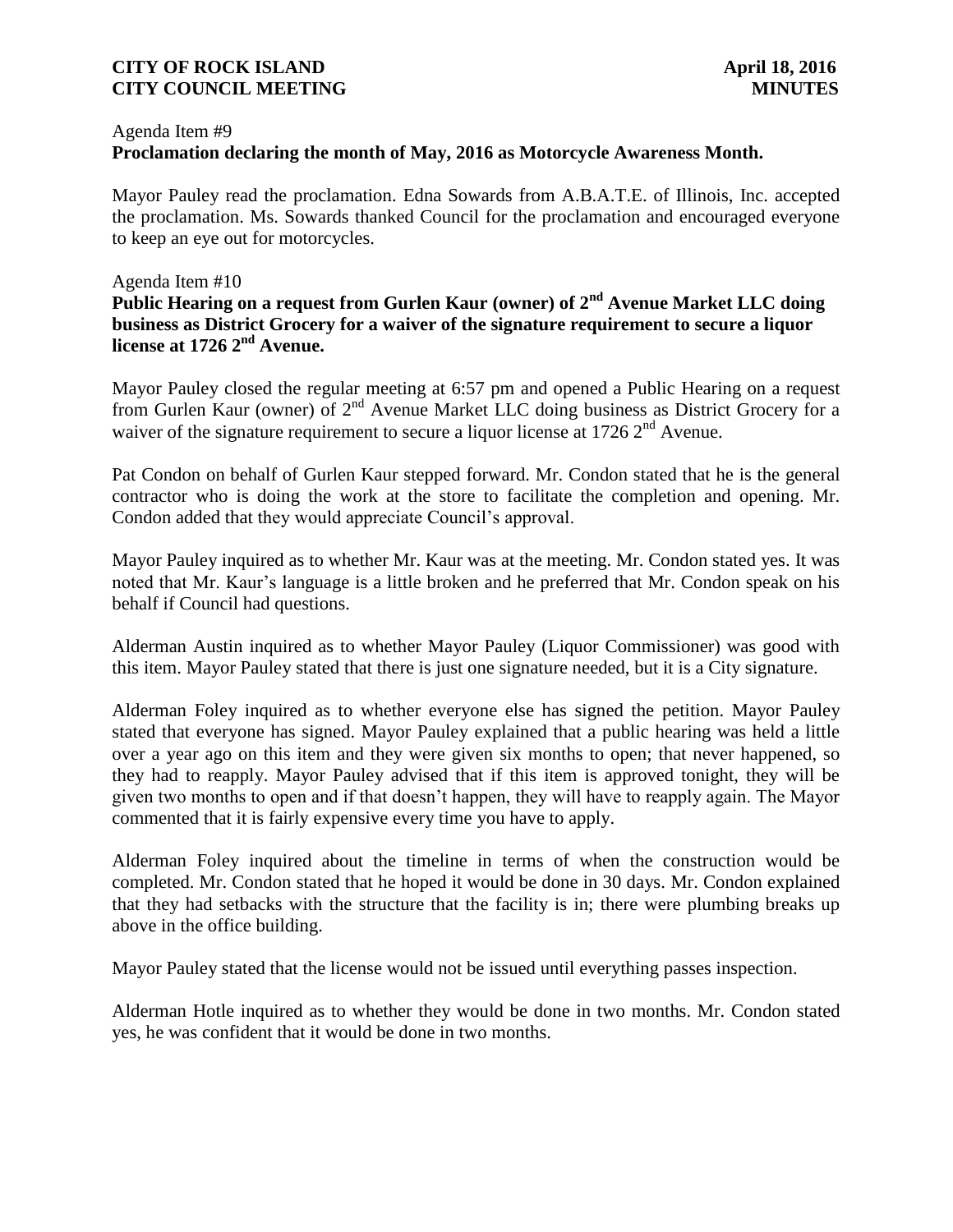Agenda Item #9

**Proclamation declaring the month of May, 2016 as Motorcycle Awareness Month.**

Mayor Pauley read the proclamation. Edna Sowards from A.B.A.T.E. of Illinois, Inc. accepted the proclamation. Ms. Sowards thanked Council for the proclamation and encouraged everyone to keep an eye out for motorcycles.

Agenda Item #10

**Public Hearing on a request from Gurlen Kaur (owner) of 2nd Avenue Market LLC doing business as District Grocery for a waiver of the signature requirement to secure a liquor license at 1726 2nd Avenue.**

Mayor Pauley closed the regular meeting at 6:57 pm and opened a Public Hearing on a request from Gurlen Kaur (owner) of 2nd Avenue Market LLC doing business as District Grocery for a waiver of the signature requirement to secure a liquor license at 1726 2nd Avenue.

Pat Condon on behalf of Gurlen Kaur stepped forward. Mr. Condon stated that he is the general contractor who is doing the work at the store to facilitate the completion and opening. Mr. Condon added that they would appreciate Council's approval.

Mayor Pauley inquired as to whether Mr. Kaur was at the meeting. Mr. Condon stated yes. It was noted that Mr. Kaur's language is a little broken and he preferred that Mr. Condon speak on his behalf if Council had questions.

Alderman Austin inquired as to whether Mayor Pauley (Liquor Commissioner) was good with this item. Mayor Pauley stated that there is just one signature needed, but it is a City signature.

Alderman Foley inquired as to whether everyone else has signed the petition. Mayor Pauley stated that everyone has signed. Mayor Pauley explained that a public hearing was held a little over a year ago on this item and they were given six months to open; that never happened, so they had to reapply. Mayor Pauley advised that if this item is approved tonight, they will be given two months to open and if that doesn't happen, they will have to reapply again. The Mayor commented that it is fairly expensive every time you have to apply.

Alderman Foley inquired about the timeline in terms of when the construction would be completed. Mr. Condon stated that he hoped it would be done in 30 days. Mr. Condon explained that they had setbacks with the structure that the facility is in; there were plumbing breaks up above in the office building.

Mayor Pauley stated that the license would not be issued until everything passes inspection.

Alderman Hotle inquired as to whether they would be done in two months. Mr. Condon stated yes, he was confident that it would be done in two months.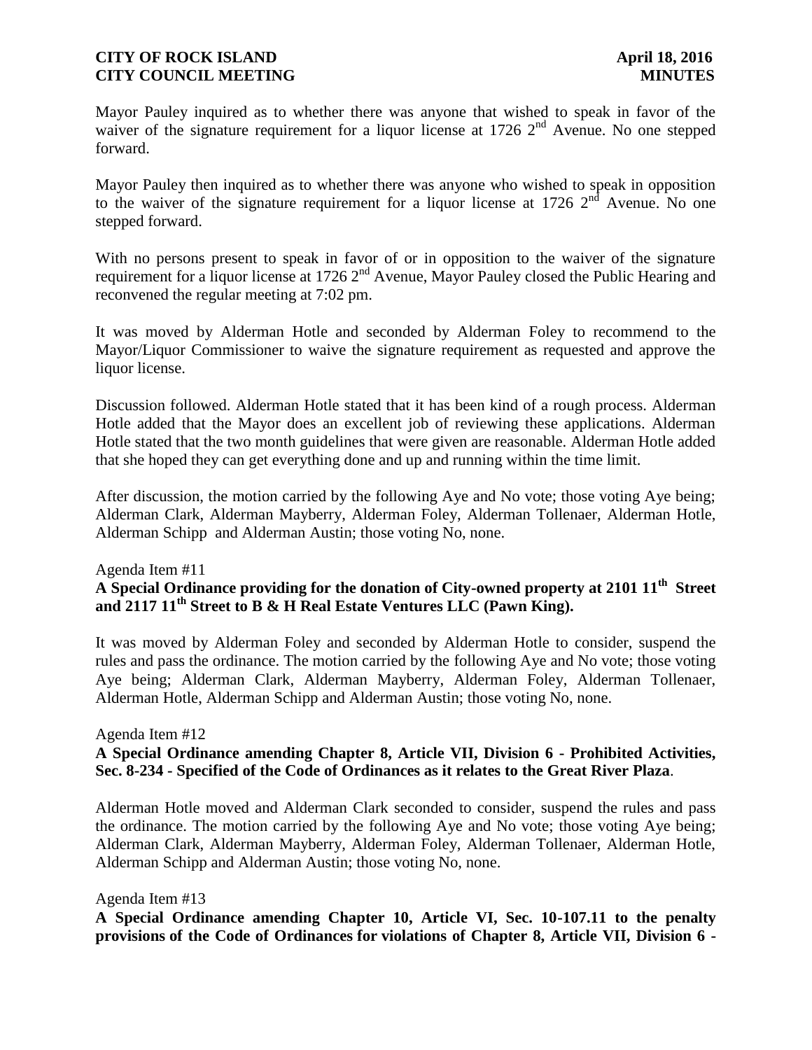Mayor Pauley inquired as to whether there was anyone that wished to speak in favor of the waiver of the signature requirement for a liquor license at 1726 2nd Avenue. No one stepped forward.

Mayor Pauley then inquired as to whether there was anyone who wished to speak in opposition to the waiver of the signature requirement for a liquor license at 1726 2nd Avenue. No one stepped forward.

With no persons present to speak in favor of or in opposition to the waiver of the signature requirement for a liquor license at 1726 2nd Avenue, Mayor Pauley closed the Public Hearing and reconvened the regular meeting at 7:02 pm.

It was moved by Alderman Hotle and seconded by Alderman Foley to recommend to the Mayor/Liquor Commissioner to waive the signature requirement as requested and approve the liquor license.

Discussion followed. Alderman Hotle stated that it has been kind of a rough process. Alderman Hotle added that the Mayor does an excellent job of reviewing these applications. Alderman Hotle stated that the two month guidelines that were given are reasonable. Alderman Hotle added that she hoped they can get everything done and up and running within the time limit.

After discussion, the motion carried by the following Aye and No vote; those voting Aye being; Alderman Clark, Alderman Mayberry, Alderman Foley, Alderman Tollenaer, Alderman Hotle, Alderman Schipp and Alderman Austin; those voting No, none.

Agenda Item #11

**A Special Ordinance providing for the donation of City-owned property at 2101 11th Street and 2117 11th Street to B & H Real Estate Ventures LLC (Pawn King).**

It was moved by Alderman Foley and seconded by Alderman Hotle to consider, suspend the rules and pass the ordinance. The motion carried by the following Aye and No vote; those voting Aye being; Alderman Clark, Alderman Mayberry, Alderman Foley, Alderman Tollenaer, Alderman Hotle, Alderman Schipp and Alderman Austin; those voting No, none.

Agenda Item #12

**A Special Ordinance amending Chapter 8, Article VII, Division 6 - Prohibited Activities, Sec. 8-234 - Specified of the Code of Ordinances as it relates to the Great River Plaza**.

Alderman Hotle moved and Alderman Clark seconded to consider, suspend the rules and pass the ordinance. The motion carried by the following Aye and No vote; those voting Aye being; Alderman Clark, Alderman Mayberry, Alderman Foley, Alderman Tollenaer, Alderman Hotle, Alderman Schipp and Alderman Austin; those voting No, none.

Agenda Item #13

**A Special Ordinance amending Chapter 10, Article VI, Sec. 10-107.11 to the penalty provisions of the Code of Ordinances for violations of Chapter 8, Article VII, Division 6 -**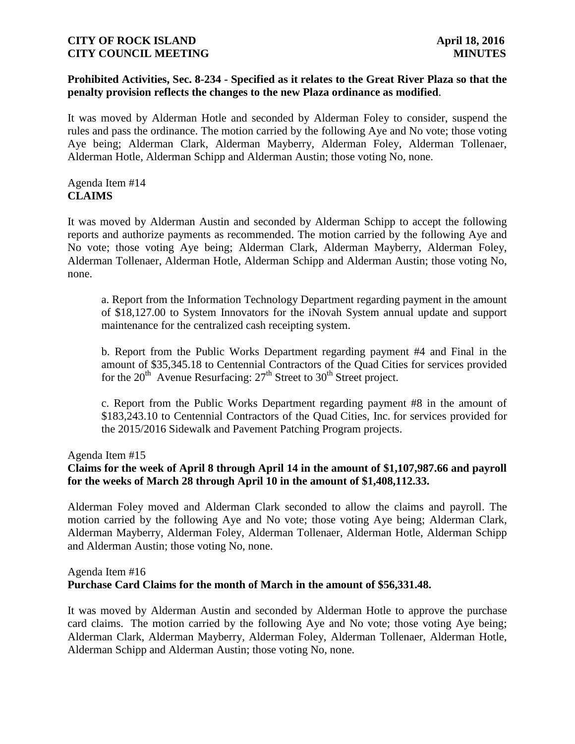**Prohibited Activities, Sec. 8-234 - Specified as it relates to the Great River Plaza so that the penalty provision reflects the changes to the new Plaza ordinance as modified**.

It was moved by Alderman Hotle and seconded by Alderman Foley to consider, suspend the rules and pass the ordinance. The motion carried by the following Aye and No vote; those voting Aye being; Alderman Clark, Alderman Mayberry, Alderman Foley, Alderman Tollenaer, Alderman Hotle, Alderman Schipp and Alderman Austin; those voting No, none.

Agenda Item #14
**CLAIMS**

It was moved by Alderman Austin and seconded by Alderman Schipp to accept the following reports and authorize payments as recommended. The motion carried by the following Aye and No vote; those voting Aye being; Alderman Clark, Alderman Mayberry, Alderman Foley, Alderman Tollenaer, Alderman Hotle, Alderman Schipp and Alderman Austin; those voting No, none.

a. Report from the Information Technology Department regarding payment in the amount of $18,127.00 to System Innovators for the iNovah System annual update and support maintenance for the centralized cash receipting system.

b. Report from the Public Works Department regarding payment #4 and Final in the amount of $35,345.18 to Centennial Contractors of the Quad Cities for services provided for the 20th Avenue Resurfacing: 27th Street to 30th Street project.

c. Report from the Public Works Department regarding payment #8 in the amount of $183,243.10 to Centennial Contractors of the Quad Cities, Inc. for services provided for the 2015/2016 Sidewalk and Pavement Patching Program projects.

Agenda Item #15
**Claims for the week of April 8 through April 14 in the amount of $1,107,987.66 and payroll for the weeks of March 28 through April 10 in the amount of $1,408,112.33.**

Alderman Foley moved and Alderman Clark seconded to allow the claims and payroll. The motion carried by the following Aye and No vote; those voting Aye being; Alderman Clark, Alderman Mayberry, Alderman Foley, Alderman Tollenaer, Alderman Hotle, Alderman Schipp and Alderman Austin; those voting No, none.

Agenda Item #16
**Purchase Card Claims for the month of March in the amount of $56,331.48.**

It was moved by Alderman Austin and seconded by Alderman Hotle to approve the purchase card claims. The motion carried by the following Aye and No vote; those voting Aye being; Alderman Clark, Alderman Mayberry, Alderman Foley, Alderman Tollenaer, Alderman Hotle, Alderman Schipp and Alderman Austin; those voting No, none.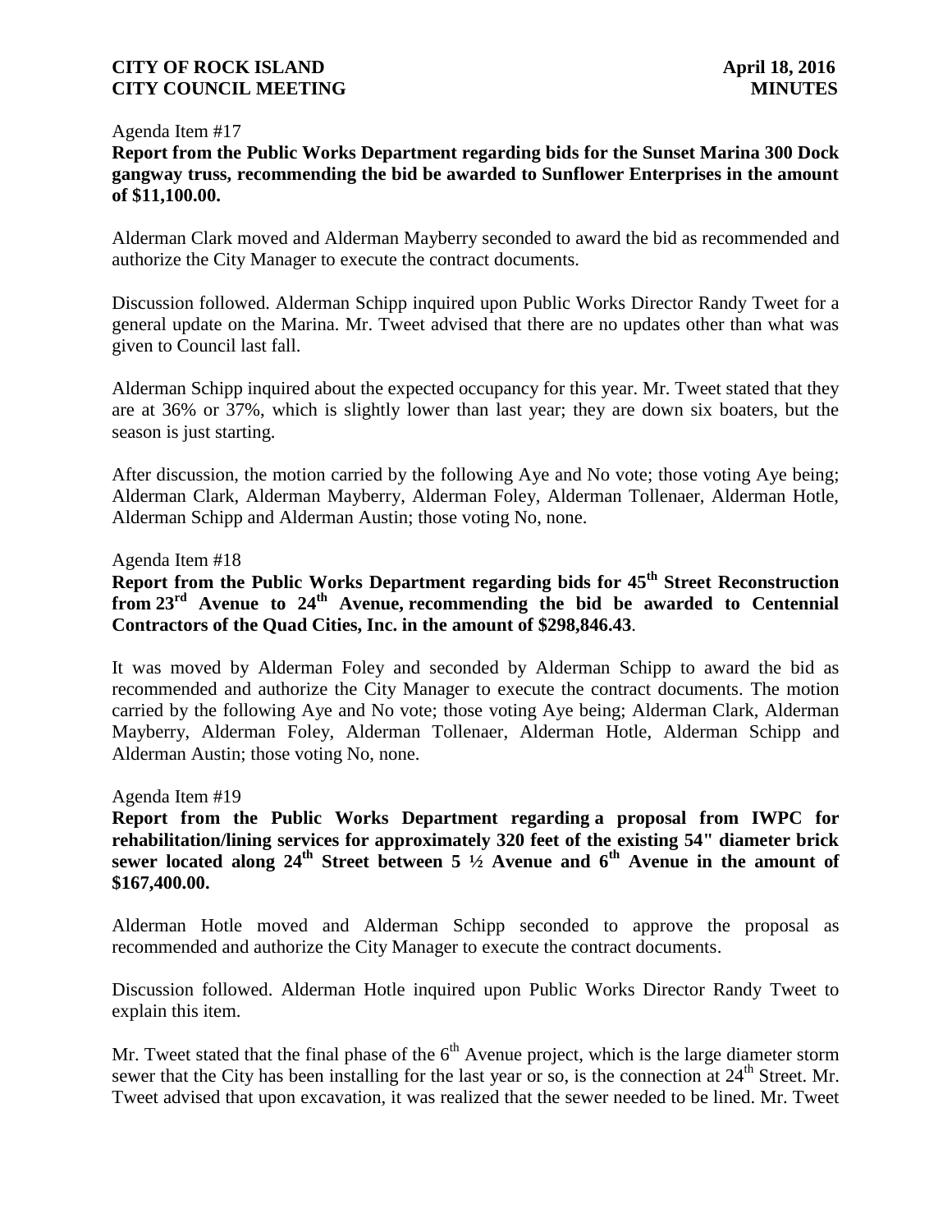Agenda Item #17

**Report from the Public Works Department regarding bids for the Sunset Marina 300 Dock gangway truss, recommending the bid be awarded to Sunflower Enterprises in the amount of $11,100.00.**

Alderman Clark moved and Alderman Mayberry seconded to award the bid as recommended and authorize the City Manager to execute the contract documents.

Discussion followed. Alderman Schipp inquired upon Public Works Director Randy Tweet for a general update on the Marina. Mr. Tweet advised that there are no updates other than what was given to Council last fall.

Alderman Schipp inquired about the expected occupancy for this year. Mr. Tweet stated that they are at 36% or 37%, which is slightly lower than last year; they are down six boaters, but the season is just starting.

After discussion, the motion carried by the following Aye and No vote; those voting Aye being; Alderman Clark, Alderman Mayberry, Alderman Foley, Alderman Tollenaer, Alderman Hotle, Alderman Schipp and Alderman Austin; those voting No, none.

Agenda Item #18

**Report from the Public Works Department regarding bids for 45th Street Reconstruction from 23rd Avenue to 24th Avenue, recommending the bid be awarded to Centennial Contractors of the Quad Cities, Inc. in the amount of $298,846.43**.

It was moved by Alderman Foley and seconded by Alderman Schipp to award the bid as recommended and authorize the City Manager to execute the contract documents. The motion carried by the following Aye and No vote; those voting Aye being; Alderman Clark, Alderman Mayberry, Alderman Foley, Alderman Tollenaer, Alderman Hotle, Alderman Schipp and Alderman Austin; those voting No, none.

Agenda Item #19

**Report from the Public Works Department regarding a proposal from IWPC for rehabilitation/lining services for approximately 320 feet of the existing 54" diameter brick sewer located along 24th Street between 5 ½ Avenue and 6th Avenue in the amount of $167,400.00.**

Alderman Hotle moved and Alderman Schipp seconded to approve the proposal as recommended and authorize the City Manager to execute the contract documents.

Discussion followed. Alderman Hotle inquired upon Public Works Director Randy Tweet to explain this item.

Mr. Tweet stated that the final phase of the 6th Avenue project, which is the large diameter storm sewer that the City has been installing for the last year or so, is the connection at 24th Street. Mr. Tweet advised that upon excavation, it was realized that the sewer needed to be lined. Mr. Tweet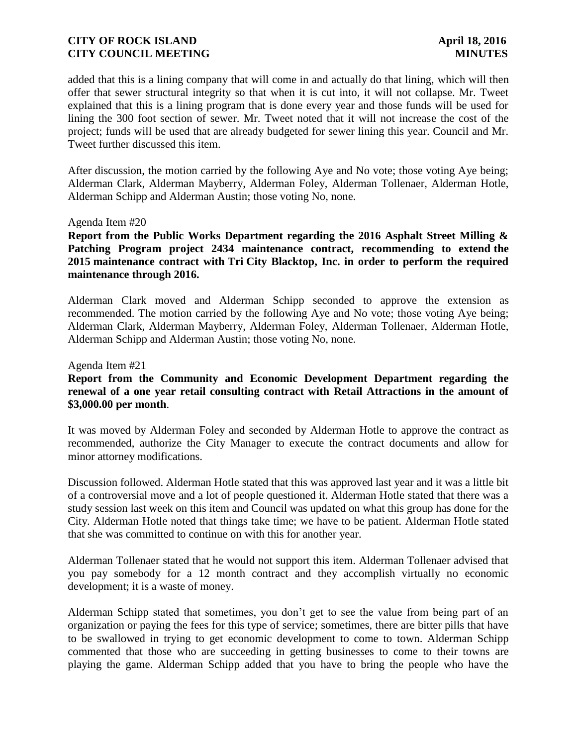added that this is a lining company that will come in and actually do that lining, which will then offer that sewer structural integrity so that when it is cut into, it will not collapse. Mr. Tweet explained that this is a lining program that is done every year and those funds will be used for lining the 300 foot section of sewer. Mr. Tweet noted that it will not increase the cost of the project; funds will be used that are already budgeted for sewer lining this year. Council and Mr. Tweet further discussed this item.

After discussion, the motion carried by the following Aye and No vote; those voting Aye being; Alderman Clark, Alderman Mayberry, Alderman Foley, Alderman Tollenaer, Alderman Hotle, Alderman Schipp and Alderman Austin; those voting No, none.

Agenda Item #20

**Report from the Public Works Department regarding the 2016 Asphalt Street Milling & Patching Program project 2434 maintenance contract, recommending to extend the 2015 maintenance contract with Tri City Blacktop, Inc. in order to perform the required maintenance through 2016.**

Alderman Clark moved and Alderman Schipp seconded to approve the extension as recommended. The motion carried by the following Aye and No vote; those voting Aye being; Alderman Clark, Alderman Mayberry, Alderman Foley, Alderman Tollenaer, Alderman Hotle, Alderman Schipp and Alderman Austin; those voting No, none.

Agenda Item #21

**Report from the Community and Economic Development Department regarding the renewal of a one year retail consulting contract with Retail Attractions in the amount of $3,000.00 per month**.

It was moved by Alderman Foley and seconded by Alderman Hotle to approve the contract as recommended, authorize the City Manager to execute the contract documents and allow for minor attorney modifications.

Discussion followed. Alderman Hotle stated that this was approved last year and it was a little bit of a controversial move and a lot of people questioned it. Alderman Hotle stated that there was a study session last week on this item and Council was updated on what this group has done for the City. Alderman Hotle noted that things take time; we have to be patient. Alderman Hotle stated that she was committed to continue on with this for another year.

Alderman Tollenaer stated that he would not support this item. Alderman Tollenaer advised that you pay somebody for a 12 month contract and they accomplish virtually no economic development; it is a waste of money.

Alderman Schipp stated that sometimes, you don't get to see the value from being part of an organization or paying the fees for this type of service; sometimes, there are bitter pills that have to be swallowed in trying to get economic development to come to town. Alderman Schipp commented that those who are succeeding in getting businesses to come to their towns are playing the game. Alderman Schipp added that you have to bring the people who have the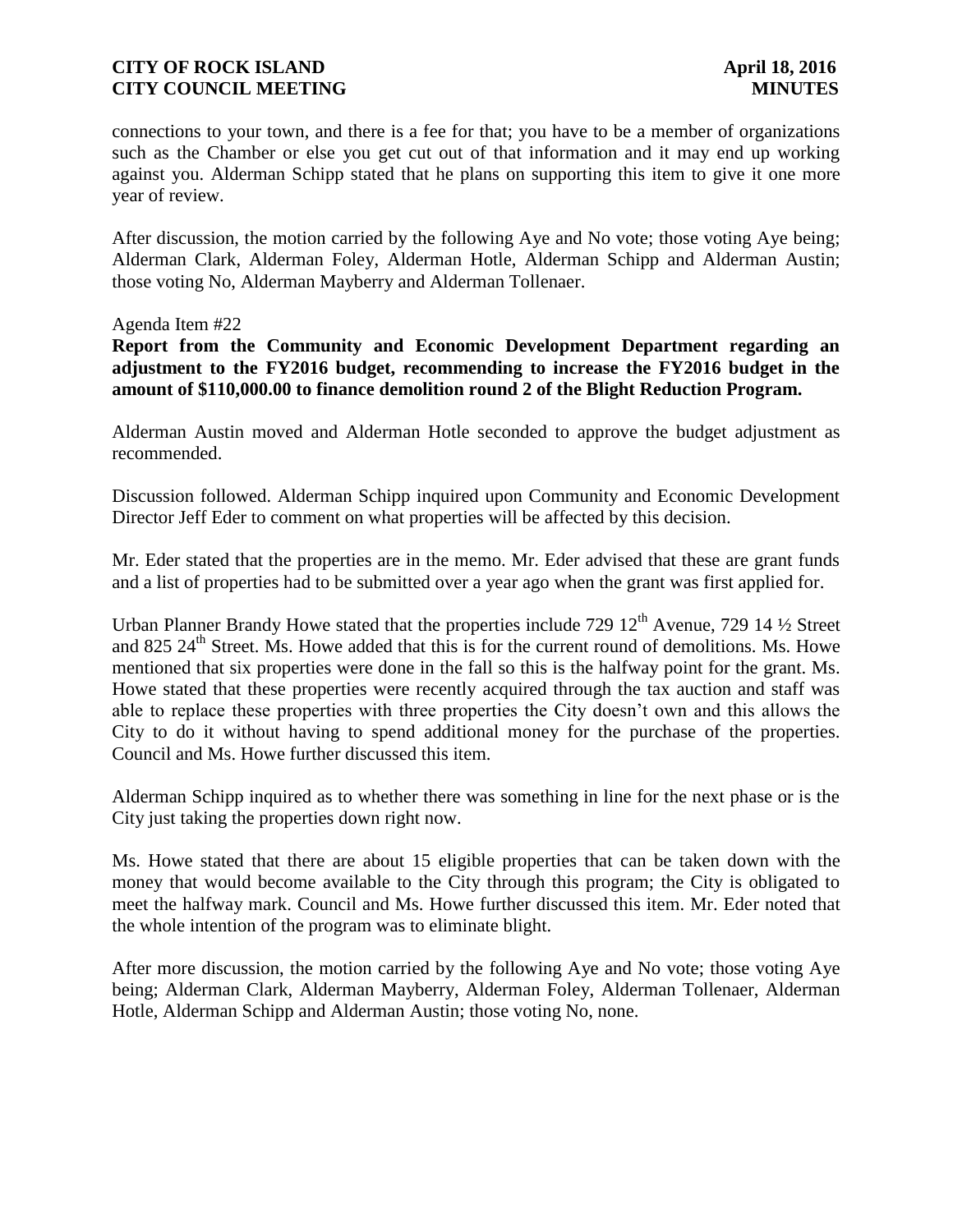connections to your town, and there is a fee for that; you have to be a member of organizations such as the Chamber or else you get cut out of that information and it may end up working against you. Alderman Schipp stated that he plans on supporting this item to give it one more year of review.

After discussion, the motion carried by the following Aye and No vote; those voting Aye being; Alderman Clark, Alderman Foley, Alderman Hotle, Alderman Schipp and Alderman Austin; those voting No, Alderman Mayberry and Alderman Tollenaer.

Agenda Item #22

**Report from the Community and Economic Development Department regarding an adjustment to the FY2016 budget, recommending to increase the FY2016 budget in the amount of $110,000.00 to finance demolition round 2 of the Blight Reduction Program.**

Alderman Austin moved and Alderman Hotle seconded to approve the budget adjustment as recommended.

Discussion followed. Alderman Schipp inquired upon Community and Economic Development Director Jeff Eder to comment on what properties will be affected by this decision.

Mr. Eder stated that the properties are in the memo. Mr. Eder advised that these are grant funds and a list of properties had to be submitted over a year ago when the grant was first applied for.

Urban Planner Brandy Howe stated that the properties include 729 12th Avenue, 729 14 ½ Street and 825 24th Street. Ms. Howe added that this is for the current round of demolitions. Ms. Howe mentioned that six properties were done in the fall so this is the halfway point for the grant. Ms. Howe stated that these properties were recently acquired through the tax auction and staff was able to replace these properties with three properties the City doesn't own and this allows the City to do it without having to spend additional money for the purchase of the properties. Council and Ms. Howe further discussed this item.

Alderman Schipp inquired as to whether there was something in line for the next phase or is the City just taking the properties down right now.

Ms. Howe stated that there are about 15 eligible properties that can be taken down with the money that would become available to the City through this program; the City is obligated to meet the halfway mark. Council and Ms. Howe further discussed this item. Mr. Eder noted that the whole intention of the program was to eliminate blight.

After more discussion, the motion carried by the following Aye and No vote; those voting Aye being; Alderman Clark, Alderman Mayberry, Alderman Foley, Alderman Tollenaer, Alderman Hotle, Alderman Schipp and Alderman Austin; those voting No, none.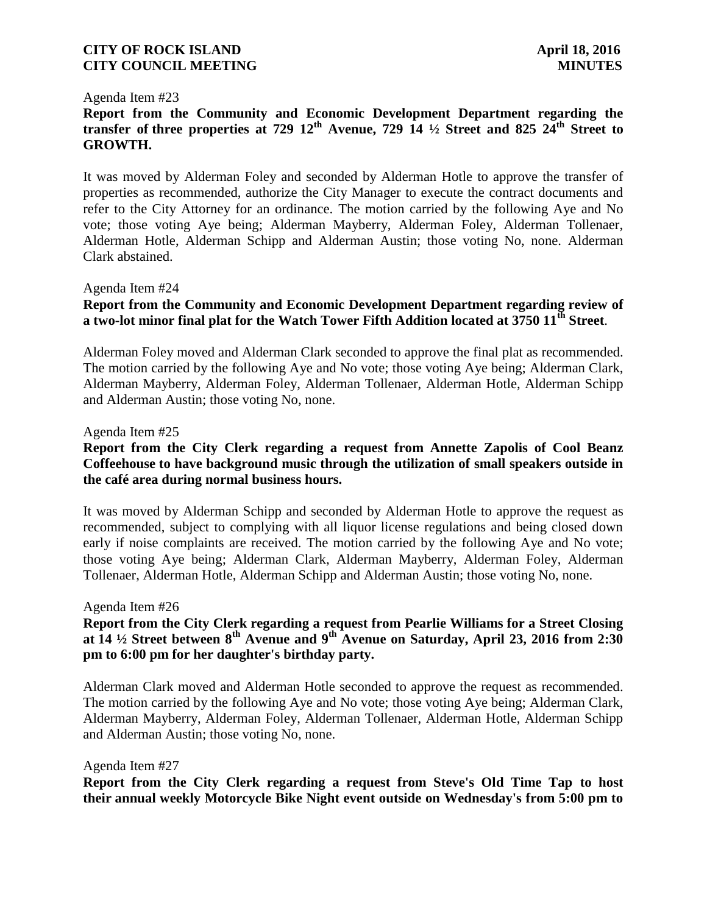Agenda Item #23

**Report from the Community and Economic Development Department regarding the transfer of three properties at 729 12th Avenue, 729 14 ½ Street and 825 24th Street to GROWTH.**

It was moved by Alderman Foley and seconded by Alderman Hotle to approve the transfer of properties as recommended, authorize the City Manager to execute the contract documents and refer to the City Attorney for an ordinance. The motion carried by the following Aye and No vote; those voting Aye being; Alderman Mayberry, Alderman Foley, Alderman Tollenaer, Alderman Hotle, Alderman Schipp and Alderman Austin; those voting No, none. Alderman Clark abstained.

Agenda Item #24

**Report from the Community and Economic Development Department regarding review of a two-lot minor final plat for the Watch Tower Fifth Addition located at 3750 11th Street**.

Alderman Foley moved and Alderman Clark seconded to approve the final plat as recommended. The motion carried by the following Aye and No vote; those voting Aye being; Alderman Clark, Alderman Mayberry, Alderman Foley, Alderman Tollenaer, Alderman Hotle, Alderman Schipp and Alderman Austin; those voting No, none.

Agenda Item #25

**Report from the City Clerk regarding a request from Annette Zapolis of Cool Beanz Coffeehouse to have background music through the utilization of small speakers outside in the café area during normal business hours.**

It was moved by Alderman Schipp and seconded by Alderman Hotle to approve the request as recommended, subject to complying with all liquor license regulations and being closed down early if noise complaints are received. The motion carried by the following Aye and No vote; those voting Aye being; Alderman Clark, Alderman Mayberry, Alderman Foley, Alderman Tollenaer, Alderman Hotle, Alderman Schipp and Alderman Austin; those voting No, none.

Agenda Item #26

**Report from the City Clerk regarding a request from Pearlie Williams for a Street Closing at 14 ½ Street between 8th Avenue and 9th Avenue on Saturday, April 23, 2016 from 2:30 pm to 6:00 pm for her daughter's birthday party.**

Alderman Clark moved and Alderman Hotle seconded to approve the request as recommended. The motion carried by the following Aye and No vote; those voting Aye being; Alderman Clark, Alderman Mayberry, Alderman Foley, Alderman Tollenaer, Alderman Hotle, Alderman Schipp and Alderman Austin; those voting No, none.

Agenda Item #27

**Report from the City Clerk regarding a request from Steve's Old Time Tap to host their annual weekly Motorcycle Bike Night event outside on Wednesday's from 5:00 pm to**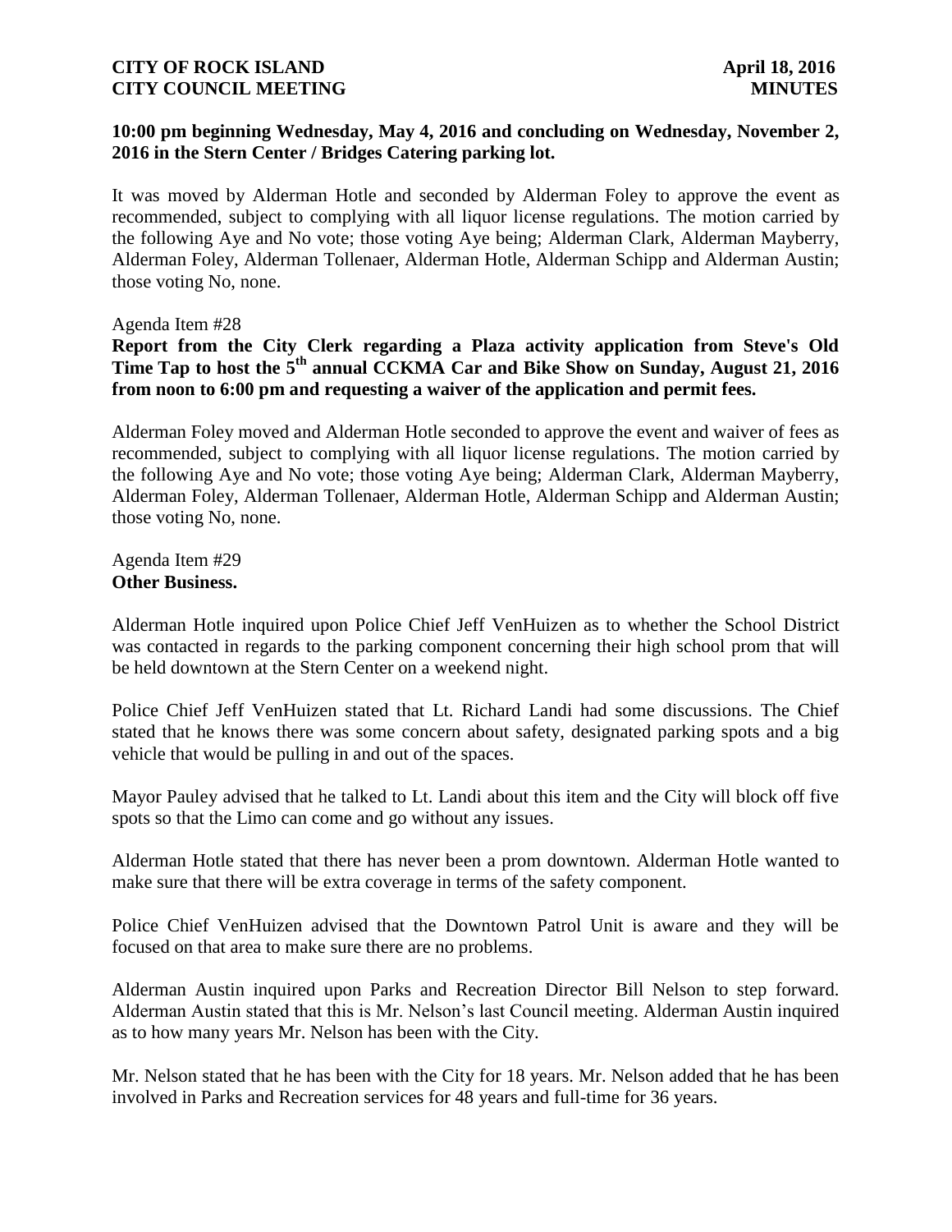**10:00 pm beginning Wednesday, May 4, 2016 and concluding on Wednesday, November 2, 2016 in the Stern Center / Bridges Catering parking lot.**

It was moved by Alderman Hotle and seconded by Alderman Foley to approve the event as recommended, subject to complying with all liquor license regulations. The motion carried by the following Aye and No vote; those voting Aye being; Alderman Clark, Alderman Mayberry, Alderman Foley, Alderman Tollenaer, Alderman Hotle, Alderman Schipp and Alderman Austin; those voting No, none.

Agenda Item #28

**Report from the City Clerk regarding a Plaza activity application from Steve's Old Time Tap to host the 5th annual CCKMA Car and Bike Show on Sunday, August 21, 2016 from noon to 6:00 pm and requesting a waiver of the application and permit fees.**

Alderman Foley moved and Alderman Hotle seconded to approve the event and waiver of fees as recommended, subject to complying with all liquor license regulations. The motion carried by the following Aye and No vote; those voting Aye being; Alderman Clark, Alderman Mayberry, Alderman Foley, Alderman Tollenaer, Alderman Hotle, Alderman Schipp and Alderman Austin; those voting No, none.

Agenda Item #29

**Other Business.**

Alderman Hotle inquired upon Police Chief Jeff VenHuizen as to whether the School District was contacted in regards to the parking component concerning their high school prom that will be held downtown at the Stern Center on a weekend night.

Police Chief Jeff VenHuizen stated that Lt. Richard Landi had some discussions. The Chief stated that he knows there was some concern about safety, designated parking spots and a big vehicle that would be pulling in and out of the spaces.

Mayor Pauley advised that he talked to Lt. Landi about this item and the City will block off five spots so that the Limo can come and go without any issues.

Alderman Hotle stated that there has never been a prom downtown. Alderman Hotle wanted to make sure that there will be extra coverage in terms of the safety component.

Police Chief VenHuizen advised that the Downtown Patrol Unit is aware and they will be focused on that area to make sure there are no problems.

Alderman Austin inquired upon Parks and Recreation Director Bill Nelson to step forward. Alderman Austin stated that this is Mr. Nelson's last Council meeting. Alderman Austin inquired as to how many years Mr. Nelson has been with the City.

Mr. Nelson stated that he has been with the City for 18 years. Mr. Nelson added that he has been involved in Parks and Recreation services for 48 years and full-time for 36 years.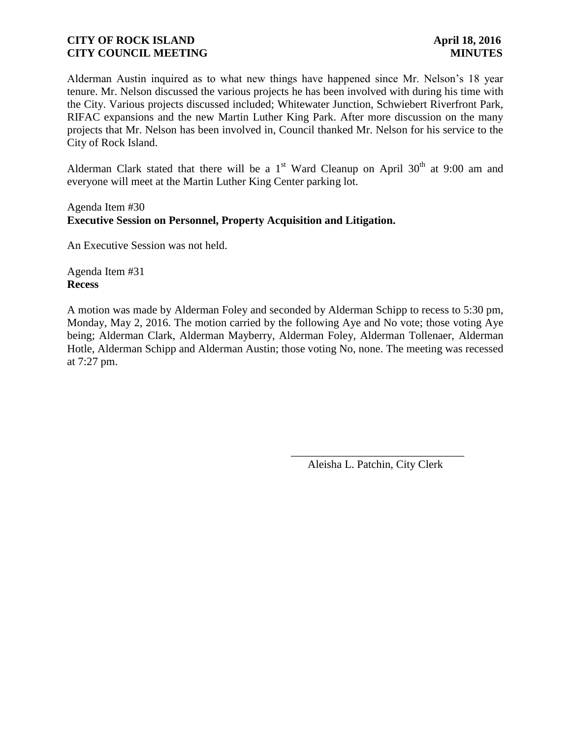Alderman Austin inquired as to what new things have happened since Mr. Nelson's 18 year tenure. Mr. Nelson discussed the various projects he has been involved with during his time with the City. Various projects discussed included; Whitewater Junction, Schwiebert Riverfront Park, RIFAC expansions and the new Martin Luther King Park. After more discussion on the many projects that Mr. Nelson has been involved in, Council thanked Mr. Nelson for his service to the City of Rock Island.

Alderman Clark stated that there will be a 1st Ward Cleanup on April 30th at 9:00 am and everyone will meet at the Martin Luther King Center parking lot.

Agenda Item #30
**Executive Session on Personnel, Property Acquisition and Litigation.**

An Executive Session was not held.

Agenda Item #31
**Recess**

A motion was made by Alderman Foley and seconded by Alderman Schipp to recess to 5:30 pm, Monday, May 2, 2016. The motion carried by the following Aye and No vote; those voting Aye being; Alderman Clark, Alderman Mayberry, Alderman Foley, Alderman Tollenaer, Alderman Hotle, Alderman Schipp and Alderman Austin; those voting No, none. The meeting was recessed at 7:27 pm.

\_\_\_\_\_\_\_\_\_\_\_\_\_\_\_\_\_\_\_\_\_\_\_\_\_\_\_\_\_\_\_\_
Aleisha L. Patchin, City Clerk